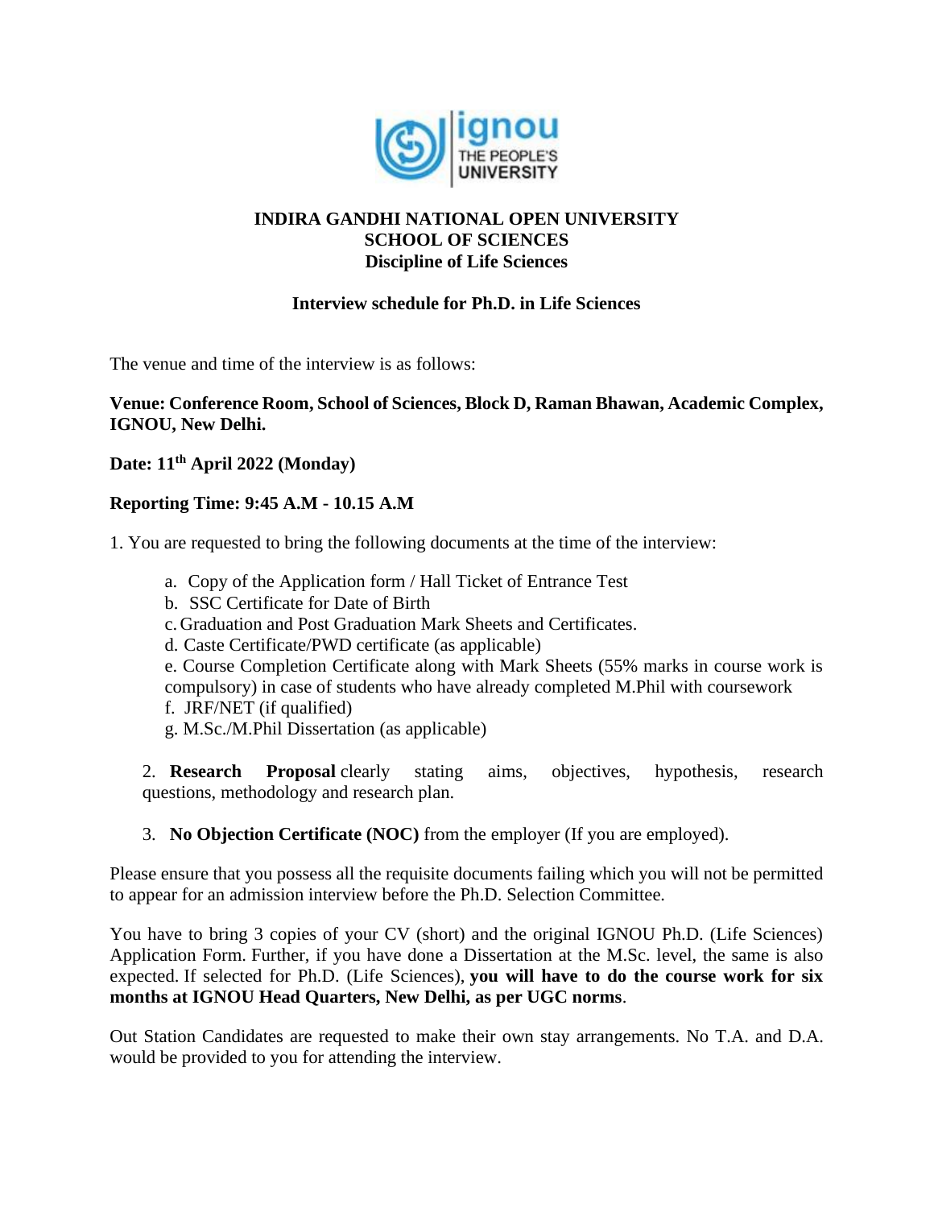# INDIRA GANDHI NATIONAL OPEN UNIVERSITY
## SCHOOL OF SCIENCES
### Discipline of Life Sciences

### Interview schedule for Ph.D. in Life Sciences

The venue and time of the interview is as follows:

**Venue: Conference Room, School of Sciences, Block D, Raman Bhawan, Academic Complex, IGNOU, New Delhi.**

**Date: 11th April 2022 (Monday)**

**Reporting Time: 9:45 A.M - 10.15 A.M**

1. You are requested to bring the following documents at the time of the interview:

   a. Copy of the Application form / Hall Ticket of Entrance Test
   b. SSC Certificate for Date of Birth
   c. Graduation and Post Graduation Mark Sheets and Certificates.
   d. Caste Certificate/PWD certificate (as applicable)
   e. Course Completion Certificate along with Mark Sheets (55% marks in course work is compulsory) in case of students who have already completed M.Phil with coursework
   f. JRF/NET (if qualified)
   g. M.Sc./M.Phil Dissertation (as applicable)

2. **Research Proposal** clearly stating aims, objectives, hypothesis, research questions, methodology and research plan.

3. **No Objection Certificate (NOC)** from the employer (If you are employed).

Please ensure that you possess all the requisite documents failing which you will not be permitted to appear for an admission interview before the Ph.D. Selection Committee.

You have to bring 3 copies of your CV (short) and the original IGNOU Ph.D. (Life Sciences) Application Form. Further, if you have done a Dissertation at the M.Sc. level, the same is also expected. If selected for Ph.D. (Life Sciences), **you will have to do the course work for six months at IGNOU Head Quarters, New Delhi, as per UGC norms**.

Out Station Candidates are requested to make their own stay arrangements. No T.A. and D.A. would be provided to you for attending the interview.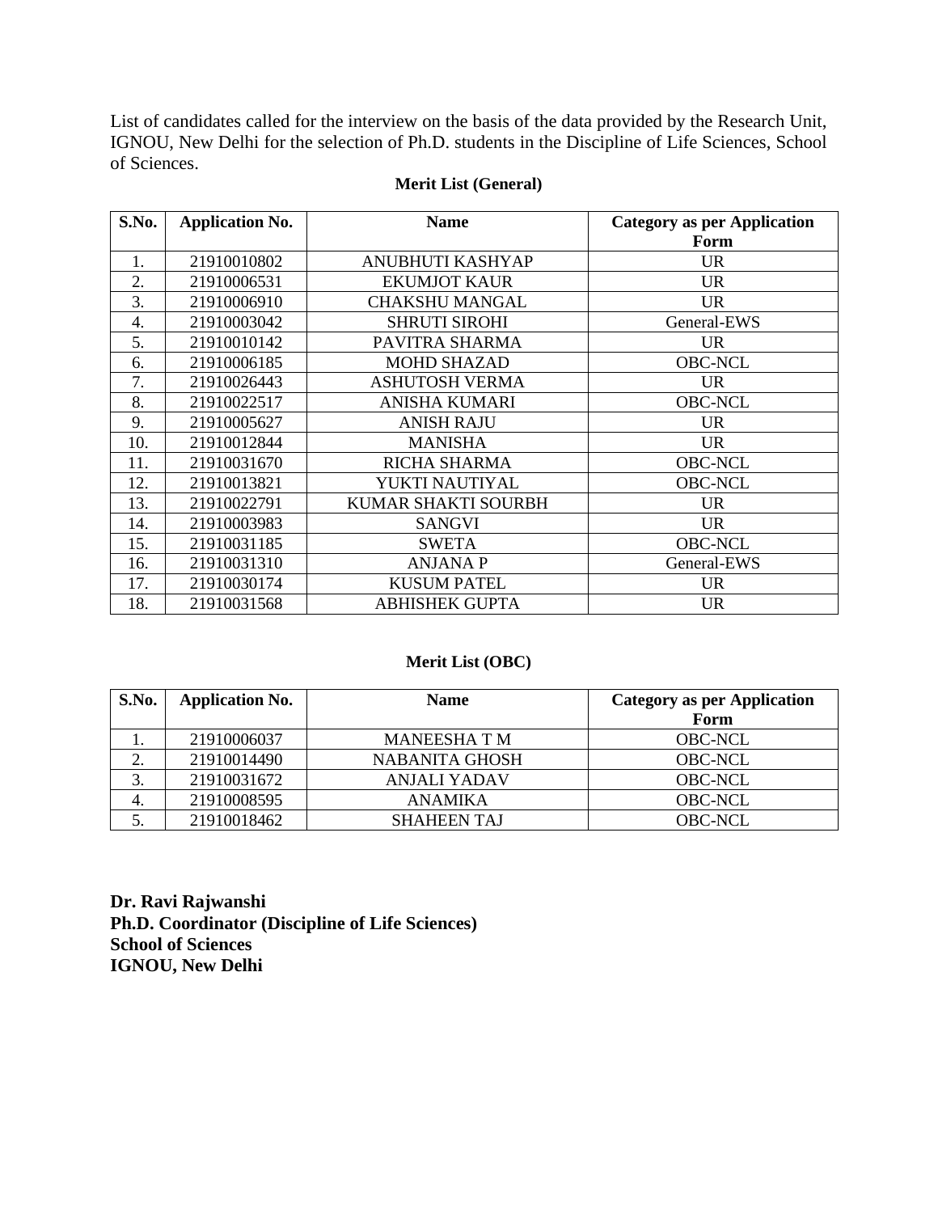List of candidates called for the interview on the basis of the data provided by the Research Unit, IGNOU, New Delhi for the selection of Ph.D. students in the Discipline of Life Sciences, School of Sciences.

**Merit List (General)**

| S.No. | Application No. | Name | Category as per Application Form |
|---|---|---|---|
| 1. | 21910010802 | ANUBHUTI KASHYAP | UR |
| 2. | 21910006531 | EKUMJOT KAUR | UR |
| 3. | 21910006910 | CHAKSHU MANGAL | UR |
| 4. | 21910003042 | SHRUTI SIROHI | General-EWS |
| 5. | 21910010142 | PAVITRA SHARMA | UR |
| 6. | 21910006185 | MOHD SHAZAD | OBC-NCL |
| 7. | 21910026443 | ASHUTOSH VERMA | UR |
| 8. | 21910022517 | ANISHA KUMARI | OBC-NCL |
| 9. | 21910005627 | ANISH RAJU | UR |
| 10. | 21910012844 | MANISHA | UR |
| 11. | 21910031670 | RICHA SHARMA | OBC-NCL |
| 12. | 21910013821 | YUKTI NAUTIYAL | OBC-NCL |
| 13. | 21910022791 | KUMAR SHAKTI SOURBH | UR |
| 14. | 21910003983 | SANGVI | UR |
| 15. | 21910031185 | SWETA | OBC-NCL |
| 16. | 21910031310 | ANJANA P | General-EWS |
| 17. | 21910030174 | KUSUM PATEL | UR |
| 18. | 21910031568 | ABHISHEK GUPTA | UR |

**Merit List (OBC)**

| S.No. | Application No. | Name | Category as per Application Form |
|---|---|---|---|
| 1. | 21910006037 | MANEESHA T M | OBC-NCL |
| 2. | 21910014490 | NABANITA GHOSH | OBC-NCL |
| 3. | 21910031672 | ANJALI YADAV | OBC-NCL |
| 4. | 21910008595 | ANAMIKA | OBC-NCL |
| 5. | 21910018462 | SHAHEEN TAJ | OBC-NCL |

**Dr. Ravi Rajwanshi**
**Ph.D. Coordinator (Discipline of Life Sciences)**
**School of Sciences**
**IGNOU, New Delhi**